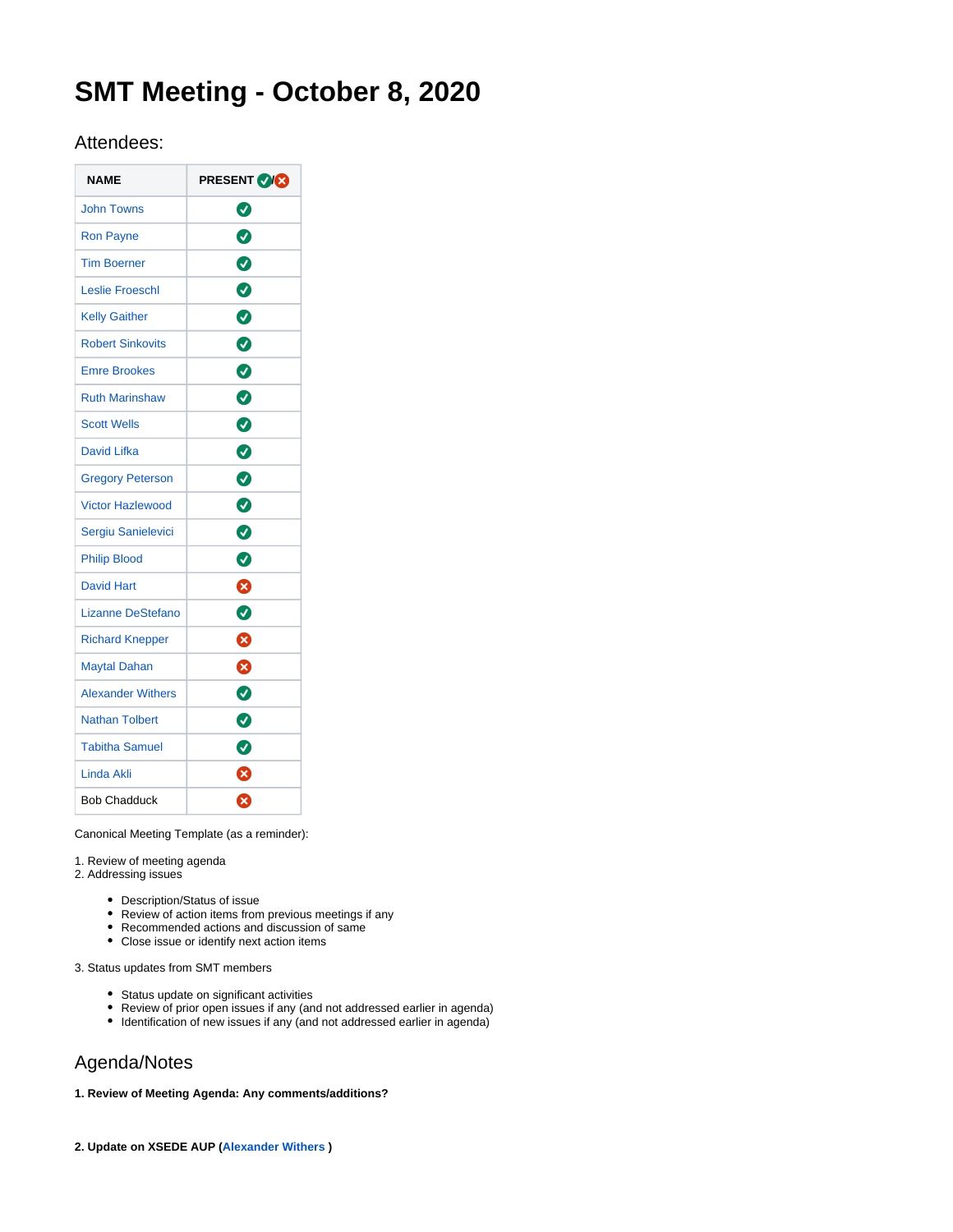# SMT Meeting - October 8, 2020

## Attendees:

| NAME | PRESENT ✅/❌ |
|---|---|
| John Towns | ✅ |
| Ron Payne | ✅ |
| Tim Boerner | ✅ |
| Leslie Froeschl | ✅ |
| Kelly Gaither | ✅ |
| Robert Sinkovits | ✅ |
| Emre Brookes | ✅ |
| Ruth Marinshaw | ✅ |
| Scott Wells | ✅ |
| David Lifka | ✅ |
| Gregory Peterson | ✅ |
| Victor Hazlewood | ✅ |
| Sergiu Sanielevici | ✅ |
| Philip Blood | ✅ |
| David Hart | ❌ |
| Lizanne DeStefano | ✅ |
| Richard Knepper | ❌ |
| Maytal Dahan | ❌ |
| Alexander Withers | ✅ |
| Nathan Tolbert | ✅ |
| Tabitha Samuel | ✅ |
| Linda Akli | ❌ |
| Bob Chadduck | ❌ |

Canonical Meeting Template (as a reminder):

1. Review of meeting agenda
2. Addressing issues
   - Description/Status of issue
   - Review of action items from previous meetings if any
   - Recommended actions and discussion of same
   - Close issue or identify next action items
3. Status updates from SMT members
   - Status update on significant activities
   - Review of prior open issues if any (and not addressed earlier in agenda)
   - Identification of new issues if any (and not addressed earlier in agenda)

## Agenda/Notes

**1. Review of Meeting Agenda: Any comments/additions?**

**2. Update on XSEDE AUP (Alexander Withers )**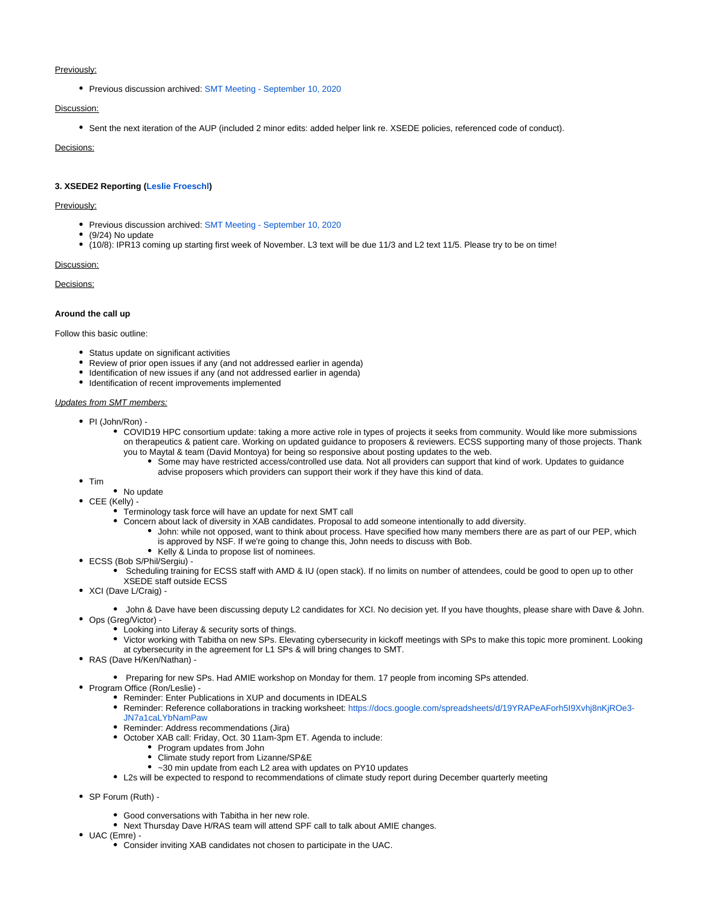Previously:

- Previous discussion archived: SMT Meeting - September 10, 2020

Discussion:

- Sent the next iteration of the AUP (included 2 minor edits: added helper link re. XSEDE policies, referenced code of conduct).

Decisions:

**3. XSEDE2 Reporting (Leslie Froeschl)**

Previously:

- Previous discussion archived: SMT Meeting - September 10, 2020
- (9/24) No update
- (10/8): IPR13 coming up starting first week of November. L3 text will be due 11/3 and L2 text 11/5. Please try to be on time!

Discussion:

Decisions:

**Around the call up**

Follow this basic outline:

- Status update on significant activities
- Review of prior open issues if any (and not addressed earlier in agenda)
- Identification of new issues if any (and not addressed earlier in agenda)
- Identification of recent improvements implemented

*Updates from SMT members:*

- PI (John/Ron) -
  - COVID19 HPC consortium update: taking a more active role in types of projects it seeks from community. Would like more submissions on therapeutics & patient care. Working on updated guidance to proposers & reviewers. ECSS supporting many of those projects. Thank you to Maytal & team (David Montoya) for being so responsive about posting updates to the web.
    - Some may have restricted access/controlled use data. Not all providers can support that kind of work. Updates to guidance advise proposers which providers can support their work if they have this kind of data.
- Tim
  - No update
- CEE (Kelly) -
  - Terminology task force will have an update for next SMT call
  - Concern about lack of diversity in XAB candidates. Proposal to add someone intentionally to add diversity.
    - John: while not opposed, want to think about process. Have specified how many members there are as part of our PEP, which is approved by NSF. If we're going to change this, John needs to discuss with Bob.
    - Kelly & Linda to propose list of nominees.
- ECSS (Bob S/Phil/Sergiu) -
  - Scheduling training for ECSS staff with AMD & IU (open stack). If no limits on number of attendees, could be good to open up to other XSEDE staff outside ECSS
- XCI (Dave L/Craig) -
  - John & Dave have been discussing deputy L2 candidates for XCI. No decision yet. If you have thoughts, please share with Dave & John.
- Ops (Greg/Victor) -
  - Looking into Liferay & security sorts of things.
  - Victor working with Tabitha on new SPs. Elevating cybersecurity in kickoff meetings with SPs to make this topic more prominent. Looking at cybersecurity in the agreement for L1 SPs & will bring changes to SMT.
- RAS (Dave H/Ken/Nathan) -
  - Preparing for new SPs. Had AMIE workshop on Monday for them. 17 people from incoming SPs attended.
- Program Office (Ron/Leslie) -
  - Reminder: Enter Publications in XUP and documents in IDEALS
  - Reminder: Reference collaborations in tracking worksheet: https://docs.google.com/spreadsheets/d/19YRAPeAForh5I9Xvhj8nKjROe3-JN7a1caLYbNamPaw
  - Reminder: Address recommendations (Jira)
  - October XAB call: Friday, Oct. 30 11am-3pm ET. Agenda to include:
    - Program updates from John
    - Climate study report from Lizanne/SP&E
    - ~30 min update from each L2 area with updates on PY10 updates
  - L2s will be expected to respond to recommendations of climate study report during December quarterly meeting
- SP Forum (Ruth) -
  - Good conversations with Tabitha in her new role.
  - Next Thursday Dave H/RAS team will attend SPF call to talk about AMIE changes.
- UAC (Emre) -
  - Consider inviting XAB candidates not chosen to participate in the UAC.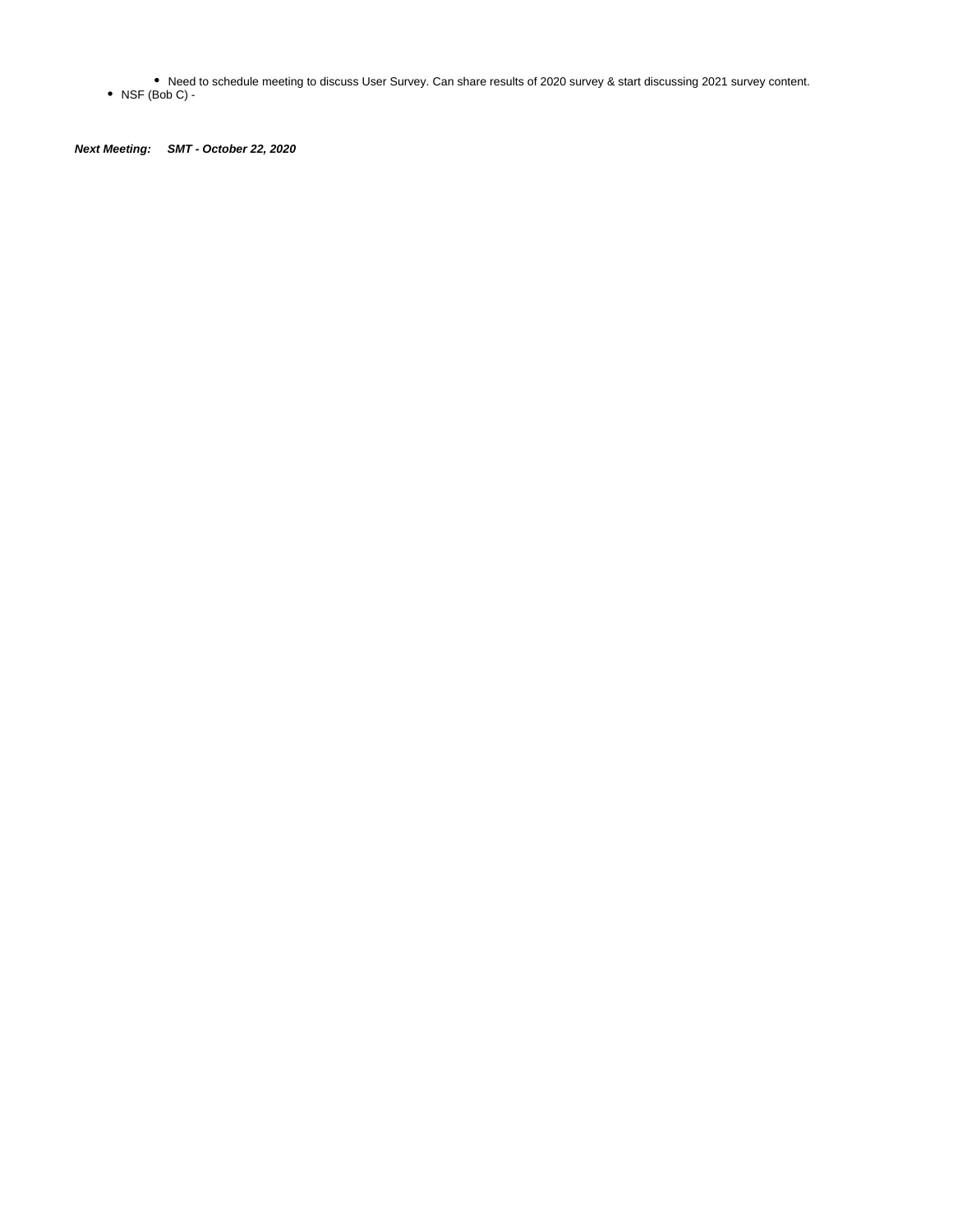- Need to schedule meeting to discuss User Survey. Can share results of 2020 survey & start discussing 2021 survey content.
- NSF (Bob C) -

***Next Meeting: SMT - October 22, 2020***